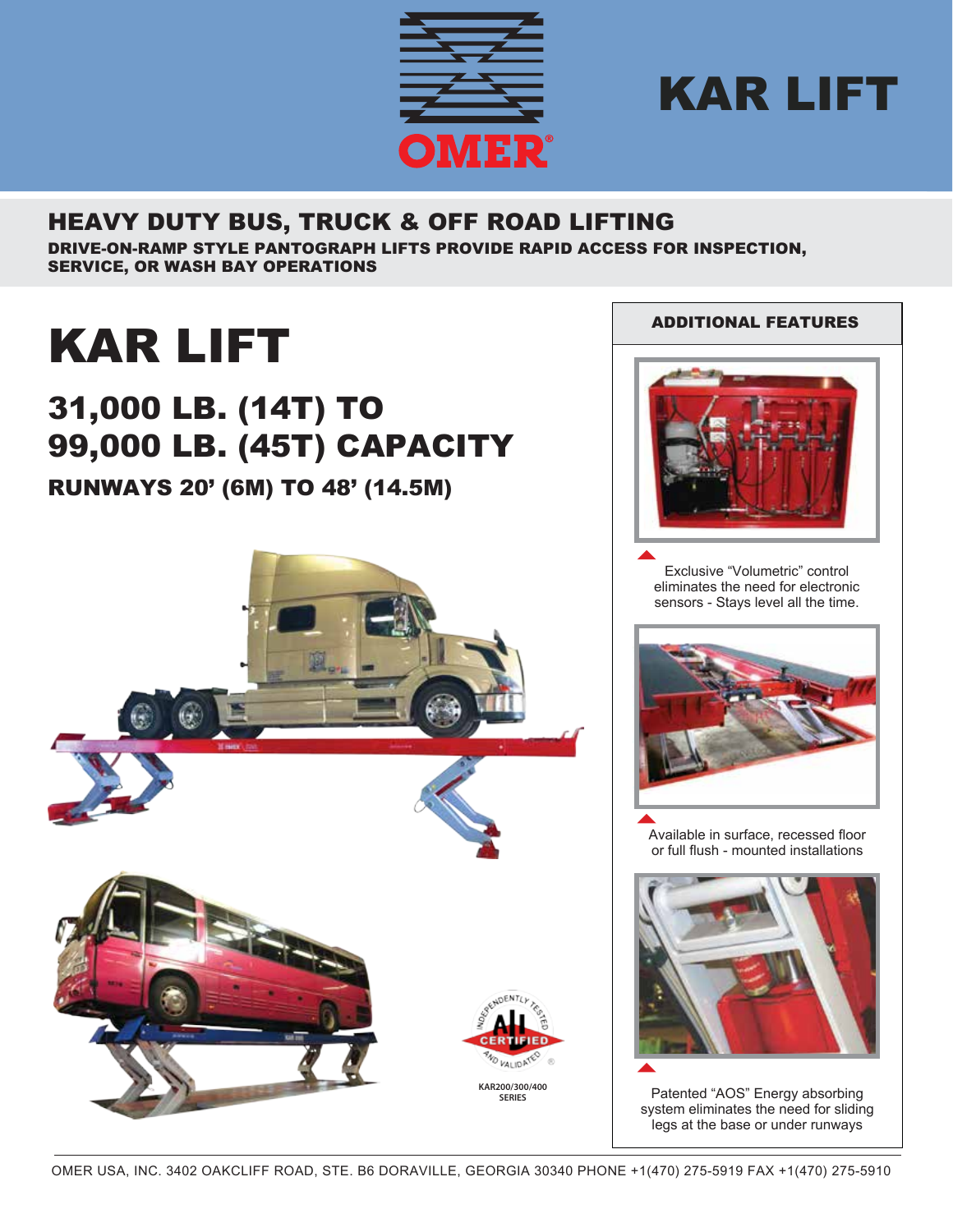# KAR LIFT

## HEAVY DUTY BUS, TRUCK & OFF ROAD LIFTING

**DRIVE-ON-RAMP STYLE PANTOGRAPH LIFTS PROVIDE RAPID ACCESS FOR INSPECTION, SERVICE, OR WASH BAY OPERATIONS**

# KAR LIFT

## 31,000 LB. (14T) TO 99,000 LB. (45T) CAPACITY

### RUNWAYS 20' (6M) TO 48' (14.5M)

KAR200/300/400 SERIES

## ADDITIONAL FEATURES

Exclusive "Volumetric" control eliminates the need for electronic sensors - Stays level all the time.

Available in surface, recessed floor or full flush - mounted installations

Patented "AOS" Energy absorbing system eliminates the need for sliding legs at the base or under runways

OMER USA, INC. 3402 OAKCLIFF ROAD, STE. B6 DORAVILLE, GEORGIA 30340 PHONE +1(470) 275-5919 FAX +1(470) 275-5910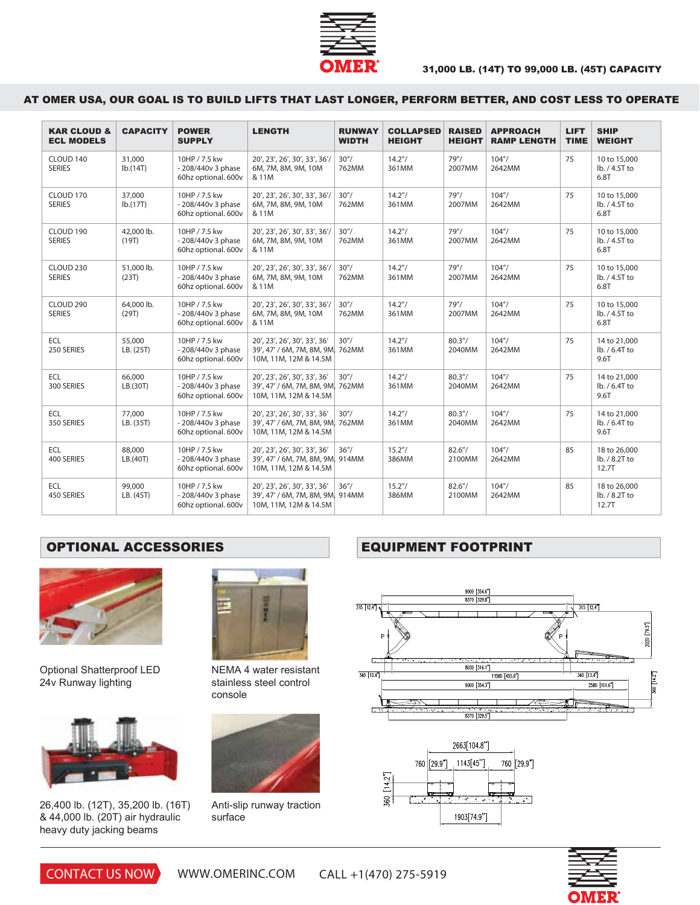31,000 LB. (14T) TO 99,000 LB. (45T) CAPACITY

## AT OMER USA, OUR GOAL IS TO BUILD LIFTS THAT LAST LONGER, PERFORM BETTER, AND COST LESS TO OPERATE

| KAR CLOUD & ECL MODELS | CAPACITY | POWER SUPPLY | LENGTH | RUNWAY WIDTH | COLLAPSED HEIGHT | RAISED HEIGHT | APPROACH RAMP LENGTH | LIFT TIME | SHIP WEIGHT |
|---|---|---|---|---|---|---|---|---|---|
| CLOUD 140 SERIES | 31,000 lb.(14T) | 10HP / 7.5 kw - 208/440v 3 phase 60hz optional. 600v | 20', 23', 26', 30', 33', 36'/ 6M, 7M, 8M, 9M, 10M & 11M | 30"/ 762MM | 14.2"/ 361MM | 79"/ 2007MM | 104"/ 2642MM | 75 | 10 to 15,000 lb. / 4.5T to 6.8T |
| CLOUD 170 SERIES | 37,000 lb.(17T) | 10HP / 7.5 kw - 208/440v 3 phase 60hz optional. 600v | 20', 23', 26', 30', 33', 36'/ 6M, 7M, 8M, 9M, 10M & 11M | 30"/ 762MM | 14.2"/ 361MM | 79"/ 2007MM | 104"/ 2642MM | 75 | 10 to 15,000 lb. / 4.5T to 6.8T |
| CLOUD 190 SERIES | 42,000 lb. (19T) | 10HP / 7.5 kw - 208/440v 3 phase 60hz optional. 600v | 20', 23', 26', 30', 33', 36'/ 6M, 7M, 8M, 9M, 10M & 11M | 30"/ 762MM | 14.2"/ 361MM | 79"/ 2007MM | 104"/ 2642MM | 75 | 10 to 15,000 lb. / 4.5T to 6.8T |
| CLOUD 230 SERIES | 51,000 lb. (23T) | 10HP / 7.5 kw - 208/440v 3 phase 60hz optional. 600v | 20', 23', 26', 30', 33', 36'/ 6M, 7M, 8M, 9M, 10M & 11M | 30"/ 762MM | 14.2"/ 361MM | 79"/ 2007MM | 104"/ 2642MM | 75 | 10 to 15,000 lb. / 4.5T to 6.8T |
| CLOUD 290 SERIES | 64,000 lb. (29T) | 10HP / 7.5 kw - 208/440v 3 phase 60hz optional. 600v | 20', 23', 26', 30', 33', 36'/ 6M, 7M, 8M, 9M, 10M & 11M | 30"/ 762MM | 14.2"/ 361MM | 79"/ 2007MM | 104"/ 2642MM | 75 | 10 to 15,000 lb. / 4.5T to 6.8T |
| ECL 250 SERIES | 55,000 LB. (25T) | 10HP / 7.5 kw - 208/440v 3 phase 60hz optional. 600v | 20', 23', 26', 30', 33', 36' 39', 47' / 6M, 7M, 8M, 9M, 10M, 11M, 12M & 14.5M | 30"/ 762MM | 14.2"/ 361MM | 80.3"/ 2040MM | 104"/ 2642MM | 75 | 14 to 21,000 lb. / 6.4T to 9.6T |
| ECL 300 SERIES | 66,000 LB.(30T) | 10HP / 7.5 kw - 208/440v 3 phase 60hz optional. 600v | 20', 23', 26', 30', 33', 36' 39', 47' / 6M, 7M, 8M, 9M, 10M, 11M, 12M & 14.5M | 30"/ 762MM | 14.2"/ 361MM | 80.3"/ 2040MM | 104"/ 2642MM | 75 | 14 to 21,000 lb. / 6.4T to 9.6T |
| ECL 350 SERIES | 77,000 LB. (35T) | 10HP / 7.5 kw - 208/440v 3 phase 60hz optional. 600v | 20', 23', 26', 30', 33', 36' 39', 47' / 6M, 7M, 8M, 9M, 10M, 11M, 12M & 14.5M | 30"/ 762MM | 14.2"/ 361MM | 80.3"/ 2040MM | 104"/ 2642MM | 75 | 14 to 21,000 lb. / 6.4T to 9.6T |
| ECL 400 SERIES | 88,000 LB.(40T) | 10HP / 7.5 kw - 208/440v 3 phase 60hz optional. 600v | 20', 23', 26', 30', 33', 36' 39', 47' / 6M, 7M, 8M, 9M, 10M, 11M, 12M & 14.5M | 36"/ 914MM | 15.2"/ 386MM | 82.6"/ 2100MM | 104"/ 2642MM | 85 | 18 to 26,000 lb. / 8.2T to 12.7T |
| ECL 450 SERIES | 99,000 LB. (45T) | 10HP / 7.5 kw - 208/440v 3 phase 60hz optional. 600v | 20', 23', 26', 30', 33', 36' 39', 47' / 6M, 7M, 8M, 9M, 10M, 11M, 12M & 14.5M | 36"/ 914MM | 15.2"/ 386MM | 82.6"/ 2100MM | 104"/ 2642MM | 85 | 18 to 26,000 lb. / 8.2T to 12.7T |

## OPTIONAL ACCESSORIES

Optional Shatterproof LED 24v Runway lighting

NEMA 4 water resistant stainless steel control console

26,400 lb. (12T), 35,200 lb. (16T) & 44,000 lb. (20T) air hydraulic heavy duty jacking beams

Anti-slip runway traction surface

## EQUIPMENT FOOTPRINT

9000 [354.6"]
8370 [329.8"]
315 [12.4"]
315 [12.4"]
2020 [79.5"]
P
P
340 [13.4"]
8030 [316.1"]
11580 [455.9"]
340 [13.4"]
9000 [354.3"]
2580 [101.6"]
360 [14.2"]
8370 [329.5"]

2663[104.8"]
760 [29.9"]
1143[45"]
760 [29.9"]
360 [14.2"]
1903[74.9"]

CONTACT US NOW WWW.OMERINC.COM CALL +1(470) 275-5919